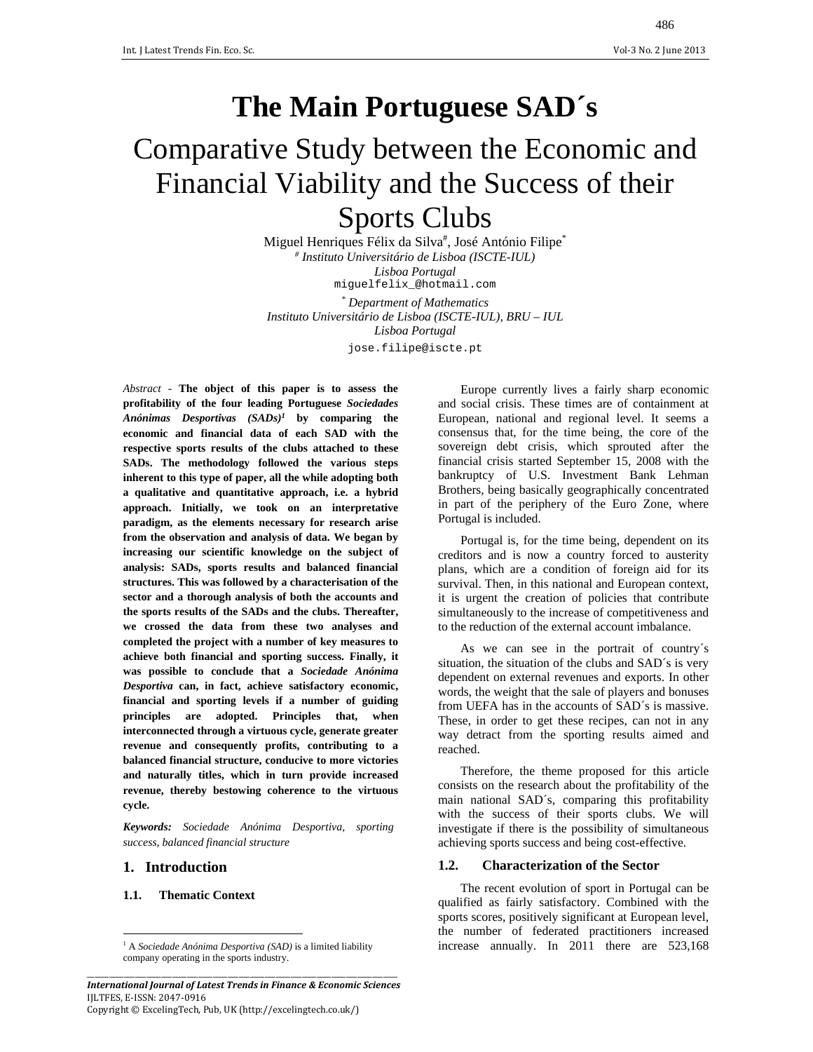# The Main Portuguese SAD´s

## Comparative Study between the Economic and Financial Viability and the Success of their Sports Clubs

Miguel Henriques Félix da Silva[#], José António Filipe[*]

[#] *Instituto Universitário de Lisboa (ISCTE-IUL)*
*Lisboa Portugal*
miguelfelix_@hotmail.com

[*] *Department of Mathematics*
*Instituto Universitário de Lisboa (ISCTE-IUL), BRU – IUL*
*Lisboa Portugal*
jose.filipe@iscte.pt

*Abstract* - **The object of this paper is to assess the profitability of the four leading Portuguese *Sociedades Anónimas Desportivas (SADs)*[1] by comparing the economic and financial data of each SAD with the respective sports results of the clubs attached to these SADs. The methodology followed the various steps inherent to this type of paper, all the while adopting both a qualitative and quantitative approach, i.e. a hybrid approach. Initially, we took on an interpretative paradigm, as the elements necessary for research arise from the observation and analysis of data. We began by increasing our scientific knowledge on the subject of analysis: SADs, sports results and balanced financial structures. This was followed by a characterisation of the sector and a thorough analysis of both the accounts and the sports results of the SADs and the clubs. Thereafter, we crossed the data from these two analyses and completed the project with a number of key measures to achieve both financial and sporting success. Finally, it was possible to conclude that a *Sociedade Anónima Desportiva* can, in fact, achieve satisfactory economic, financial and sporting levels if a number of guiding principles are adopted. Principles that, when interconnected through a virtuous cycle, generate greater revenue and consequently profits, contributing to a balanced financial structure, conducive to more victories and naturally titles, which in turn provide increased revenue, thereby bestowing coherence to the virtuous cycle.**

***Keywords:*** *Sociedade Anónima Desportiva, sporting success, balanced financial structure*

## 1. Introduction

### 1.1. Thematic Context

Europe currently lives a fairly sharp economic and social crisis. These times are of containment at European, national and regional level. It seems a consensus that, for the time being, the core of the sovereign debt crisis, which sprouted after the financial crisis started September 15, 2008 with the bankruptcy of U.S. Investment Bank Lehman Brothers, being basically geographically concentrated in part of the periphery of the Euro Zone, where Portugal is included.

Portugal is, for the time being, dependent on its creditors and is now a country forced to austerity plans, which are a condition of foreign aid for its survival. Then, in this national and European context, it is urgent the creation of policies that contribute simultaneously to the increase of competitiveness and to the reduction of the external account imbalance.

As we can see in the portrait of country´s situation, the situation of the clubs and SAD´s is very dependent on external revenues and exports. In other words, the weight that the sale of players and bonuses from UEFA has in the accounts of SAD´s is massive. These, in order to get these recipes, can not in any way detract from the sporting results aimed and reached.

Therefore, the theme proposed for this article consists on the research about the profitability of the main national SAD´s, comparing this profitability with the success of their sports clubs. We will investigate if there is the possibility of simultaneous achieving sports success and being cost-effective.

### 1.2. Characterization of the Sector

The recent evolution of sport in Portugal can be qualified as fairly satisfactory. Combined with the sports scores, positively significant at European level, the number of federated practitioners increased increase annually. In 2011 there are 523,168

[1] A *Sociedade Anónima Desportiva (SAD)* is a limited liability company operating in the sports industry.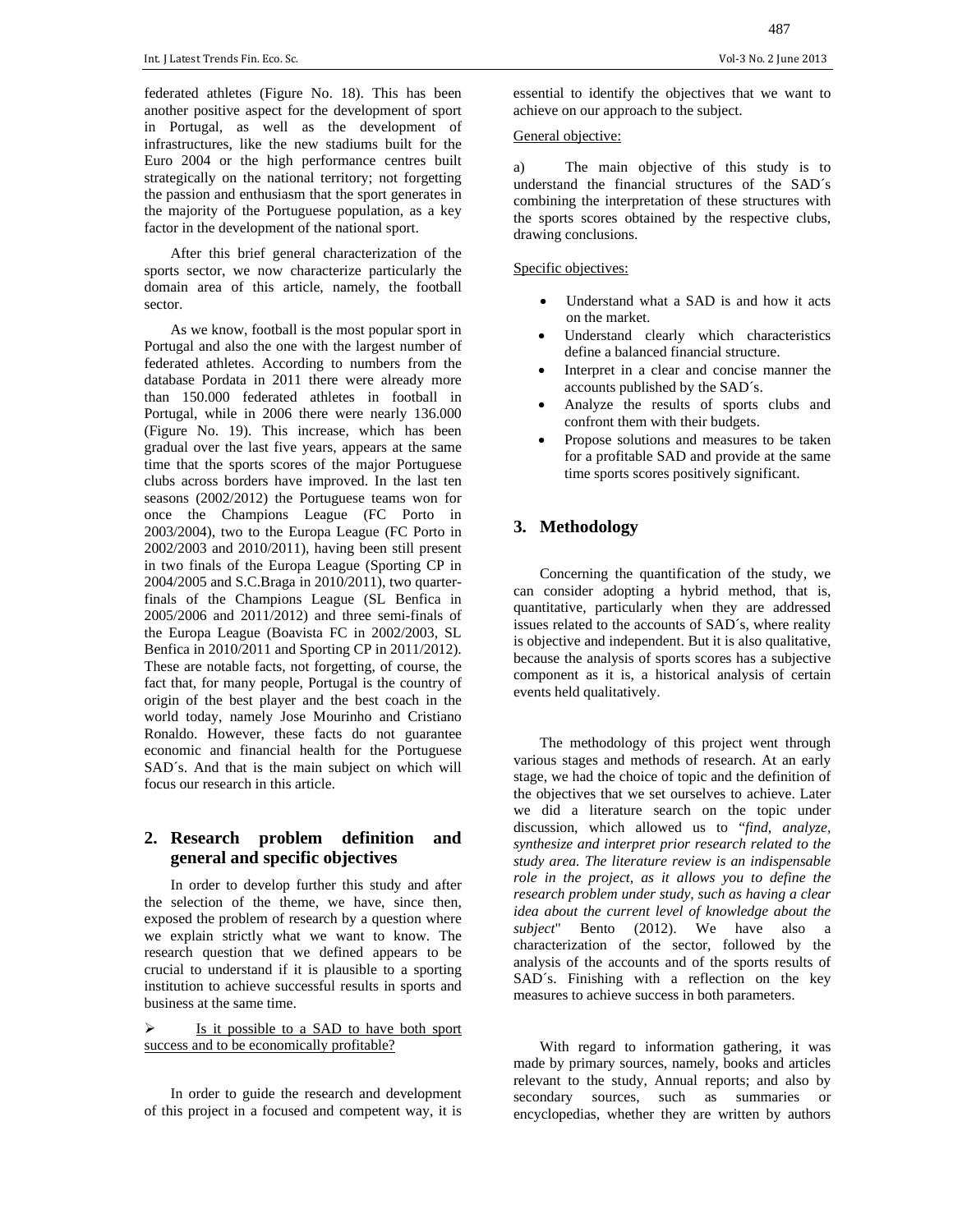federated athletes (Figure No. 18). This has been another positive aspect for the development of sport in Portugal, as well as the development of infrastructures, like the new stadiums built for the Euro 2004 or the high performance centres built strategically on the national territory; not forgetting the passion and enthusiasm that the sport generates in the majority of the Portuguese population, as a key factor in the development of the national sport.

After this brief general characterization of the sports sector, we now characterize particularly the domain area of this article, namely, the football sector.

As we know, football is the most popular sport in Portugal and also the one with the largest number of federated athletes. According to numbers from the database Pordata in 2011 there were already more than 150.000 federated athletes in football in Portugal, while in 2006 there were nearly 136.000 (Figure No. 19). This increase, which has been gradual over the last five years, appears at the same time that the sports scores of the major Portuguese clubs across borders have improved. In the last ten seasons (2002/2012) the Portuguese teams won for once the Champions League (FC Porto in 2003/2004), two to the Europa League (FC Porto in 2002/2003 and 2010/2011), having been still present in two finals of the Europa League (Sporting CP in 2004/2005 and S.C.Braga in 2010/2011), two quarter-finals of the Champions League (SL Benfica in 2005/2006 and 2011/2012) and three semi-finals of the Europa League (Boavista FC in 2002/2003, SL Benfica in 2010/2011 and Sporting CP in 2011/2012). These are notable facts, not forgetting, of course, the fact that, for many people, Portugal is the country of origin of the best player and the best coach in the world today, namely Jose Mourinho and Cristiano Ronaldo. However, these facts do not guarantee economic and financial health for the Portuguese SAD´s. And that is the main subject on which will focus our research in this article.

## 2. Research problem definition and general and specific objectives

In order to develop further this study and after the selection of the theme, we have, since then, exposed the problem of research by a question where we explain strictly what we want to know. The research question that we defined appears to be crucial to understand if it is plausible to a sporting institution to achieve successful results in sports and business at the same time.

➢ Is it possible to a SAD to have both sport success and to be economically profitable?

In order to guide the research and development of this project in a focused and competent way, it is essential to identify the objectives that we want to achieve on our approach to the subject.

General objective:

a) The main objective of this study is to understand the financial structures of the SAD´s combining the interpretation of these structures with the sports scores obtained by the respective clubs, drawing conclusions.

Specific objectives:

- Understand what a SAD is and how it acts on the market.
- Understand clearly which characteristics define a balanced financial structure.
- Interpret in a clear and concise manner the accounts published by the SAD´s.
- Analyze the results of sports clubs and confront them with their budgets.
- Propose solutions and measures to be taken for a profitable SAD and provide at the same time sports scores positively significant.

## 3. Methodology

Concerning the quantification of the study, we can consider adopting a hybrid method, that is, quantitative, particularly when they are addressed issues related to the accounts of SAD´s, where reality is objective and independent. But it is also qualitative, because the analysis of sports scores has a subjective component as it is, a historical analysis of certain events held qualitatively.

The methodology of this project went through various stages and methods of research. At an early stage, we had the choice of topic and the definition of the objectives that we set ourselves to achieve. Later we did a literature search on the topic under discussion, which allowed us to "*find, analyze, synthesize and interpret prior research related to the study area. The literature review is an indispensable role in the project, as it allows you to define the research problem under study, such as having a clear idea about the current level of knowledge about the subject*" Bento (2012). We have also a characterization of the sector, followed by the analysis of the accounts and of the sports results of SAD´s. Finishing with a reflection on the key measures to achieve success in both parameters.

With regard to information gathering, it was made by primary sources, namely, books and articles relevant to the study, Annual reports; and also by secondary sources, such as summaries or encyclopedias, whether they are written by authors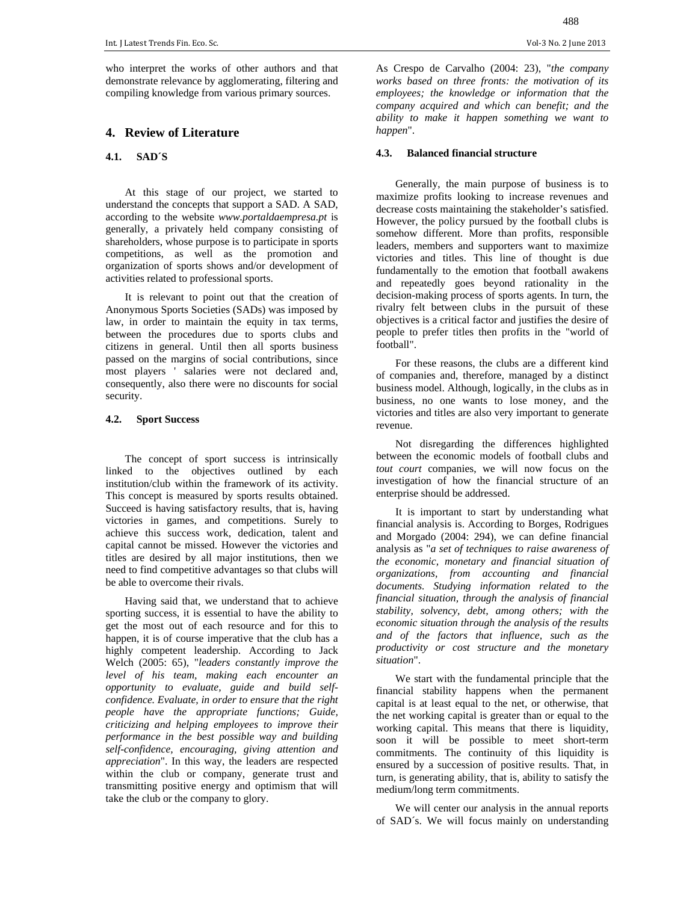who interpret the works of other authors and that demonstrate relevance by agglomerating, filtering and compiling knowledge from various primary sources.

## 4. Review of Literature

### 4.1. SAD´S

At this stage of our project, we started to understand the concepts that support a SAD. A SAD, according to the website *www.portaldaempresa.pt* is generally, a privately held company consisting of shareholders, whose purpose is to participate in sports competitions, as well as the promotion and organization of sports shows and/or development of activities related to professional sports.

It is relevant to point out that the creation of Anonymous Sports Societies (SADs) was imposed by law, in order to maintain the equity in tax terms, between the procedures due to sports clubs and citizens in general. Until then all sports business passed on the margins of social contributions, since most players ' salaries were not declared and, consequently, also there were no discounts for social security.

### 4.2. Sport Success

The concept of sport success is intrinsically linked to the objectives outlined by each institution/club within the framework of its activity. This concept is measured by sports results obtained. Succeed is having satisfactory results, that is, having victories in games, and competitions. Surely to achieve this success work, dedication, talent and capital cannot be missed. However the victories and titles are desired by all major institutions, then we need to find competitive advantages so that clubs will be able to overcome their rivals.

Having said that, we understand that to achieve sporting success, it is essential to have the ability to get the most out of each resource and for this to happen, it is of course imperative that the club has a highly competent leadership. According to Jack Welch (2005: 65), "*leaders constantly improve the level of his team, making each encounter an opportunity to evaluate, guide and build self-confidence. Evaluate, in order to ensure that the right people have the appropriate functions; Guide, criticizing and helping employees to improve their performance in the best possible way and building self-confidence, encouraging, giving attention and appreciation*". In this way, the leaders are respected within the club or company, generate trust and transmitting positive energy and optimism that will take the club or the company to glory.

As Crespo de Carvalho (2004: 23), "*the company works based on three fronts: the motivation of its employees; the knowledge or information that the company acquired and which can benefit; and the ability to make it happen something we want to happen*".

### 4.3. Balanced financial structure

Generally, the main purpose of business is to maximize profits looking to increase revenues and decrease costs maintaining the stakeholder's satisfied. However, the policy pursued by the football clubs is somehow different. More than profits, responsible leaders, members and supporters want to maximize victories and titles. This line of thought is due fundamentally to the emotion that football awakens and repeatedly goes beyond rationality in the decision-making process of sports agents. In turn, the rivalry felt between clubs in the pursuit of these objectives is a critical factor and justifies the desire of people to prefer titles then profits in the "world of football".

For these reasons, the clubs are a different kind of companies and, therefore, managed by a distinct business model. Although, logically, in the clubs as in business, no one wants to lose money, and the victories and titles are also very important to generate revenue.

Not disregarding the differences highlighted between the economic models of football clubs and *tout court* companies, we will now focus on the investigation of how the financial structure of an enterprise should be addressed.

It is important to start by understanding what financial analysis is. According to Borges, Rodrigues and Morgado (2004: 294), we can define financial analysis as "*a set of techniques to raise awareness of the economic, monetary and financial situation of organizations, from accounting and financial documents. Studying information related to the financial situation, through the analysis of financial stability, solvency, debt, among others; with the economic situation through the analysis of the results and of the factors that influence, such as the productivity or cost structure and the monetary situation*".

We start with the fundamental principle that the financial stability happens when the permanent capital is at least equal to the net, or otherwise, that the net working capital is greater than or equal to the working capital. This means that there is liquidity, soon it will be possible to meet short-term commitments. The continuity of this liquidity is ensured by a succession of positive results. That, in turn, is generating ability, that is, ability to satisfy the medium/long term commitments.

We will center our analysis in the annual reports of SAD´s. We will focus mainly on understanding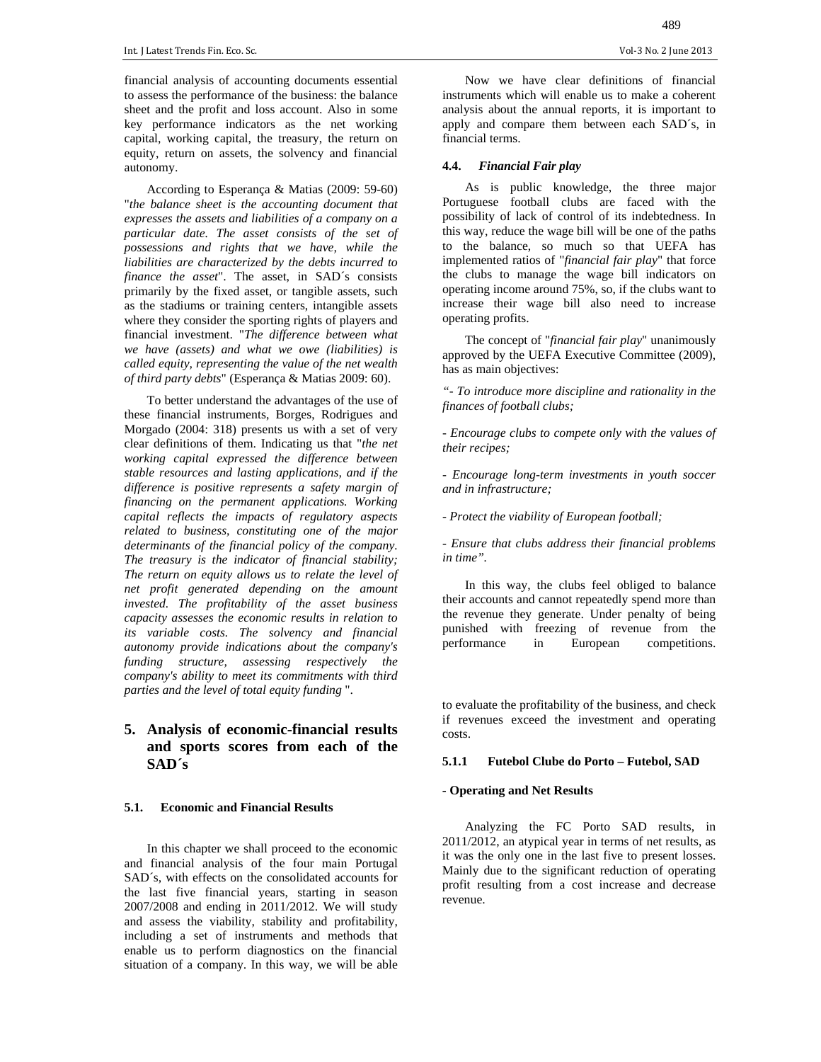financial analysis of accounting documents essential to assess the performance of the business: the balance sheet and the profit and loss account. Also in some key performance indicators as the net working capital, working capital, the treasury, the return on equity, return on assets, the solvency and financial autonomy.

According to Esperança & Matias (2009: 59-60) "*the balance sheet is the accounting document that expresses the assets and liabilities of a company on a particular date. The asset consists of the set of possessions and rights that we have, while the liabilities are characterized by the debts incurred to finance the asset*". The asset, in SAD´s consists primarily by the fixed asset, or tangible assets, such as the stadiums or training centers, intangible assets where they consider the sporting rights of players and financial investment. "*The difference between what we have (assets) and what we owe (liabilities) is called equity, representing the value of the net wealth of third party debts*" (Esperança & Matias 2009: 60).

To better understand the advantages of the use of these financial instruments, Borges, Rodrigues and Morgado (2004: 318) presents us with a set of very clear definitions of them. Indicating us that "*the net working capital expressed the difference between stable resources and lasting applications, and if the difference is positive represents a safety margin of financing on the permanent applications. Working capital reflects the impacts of regulatory aspects related to business, constituting one of the major determinants of the financial policy of the company. The treasury is the indicator of financial stability; The return on equity allows us to relate the level of net profit generated depending on the amount invested. The profitability of the asset business capacity assesses the economic results in relation to its variable costs. The solvency and financial autonomy provide indications about the company's funding structure, assessing respectively the company's ability to meet its commitments with third parties and the level of total equity funding* ".

Now we have clear definitions of financial instruments which will enable us to make a coherent analysis about the annual reports, it is important to apply and compare them between each SAD´s, in financial terms.

### 4.4. *Financial Fair play*

As is public knowledge, the three major Portuguese football clubs are faced with the possibility of lack of control of its indebtedness. In this way, reduce the wage bill will be one of the paths to the balance, so much so that UEFA has implemented ratios of "*financial fair play*" that force the clubs to manage the wage bill indicators on operating income around 75%, so, if the clubs want to increase their wage bill also need to increase operating profits.

The concept of "*financial fair play*" unanimously approved by the UEFA Executive Committee (2009), has as main objectives:

*"- To introduce more discipline and rationality in the finances of football clubs;*

*- Encourage clubs to compete only with the values of their recipes;*

*- Encourage long-term investments in youth soccer and in infrastructure;*

*- Protect the viability of European football;*

*- Ensure that clubs address their financial problems in time".*

In this way, the clubs feel obliged to balance their accounts and cannot repeatedly spend more than the revenue they generate. Under penalty of being punished with freezing of revenue from the performance in European competitions.

## 5. Analysis of economic-financial results and sports scores from each of the SAD´s

### 5.1. Economic and Financial Results

In this chapter we shall proceed to the economic and financial analysis of the four main Portugal SAD´s, with effects on the consolidated accounts for the last five financial years, starting in season 2007/2008 and ending in 2011/2012. We will study and assess the viability, stability and profitability, including a set of instruments and methods that enable us to perform diagnostics on the financial situation of a company. In this way, we will be able to evaluate the profitability of the business, and check if revenues exceed the investment and operating costs.

#### 5.1.1 Futebol Clube do Porto – Futebol, SAD

**- Operating and Net Results**

Analyzing the FC Porto SAD results, in 2011/2012, an atypical year in terms of net results, as it was the only one in the last five to present losses. Mainly due to the significant reduction of operating profit resulting from a cost increase and decrease revenue.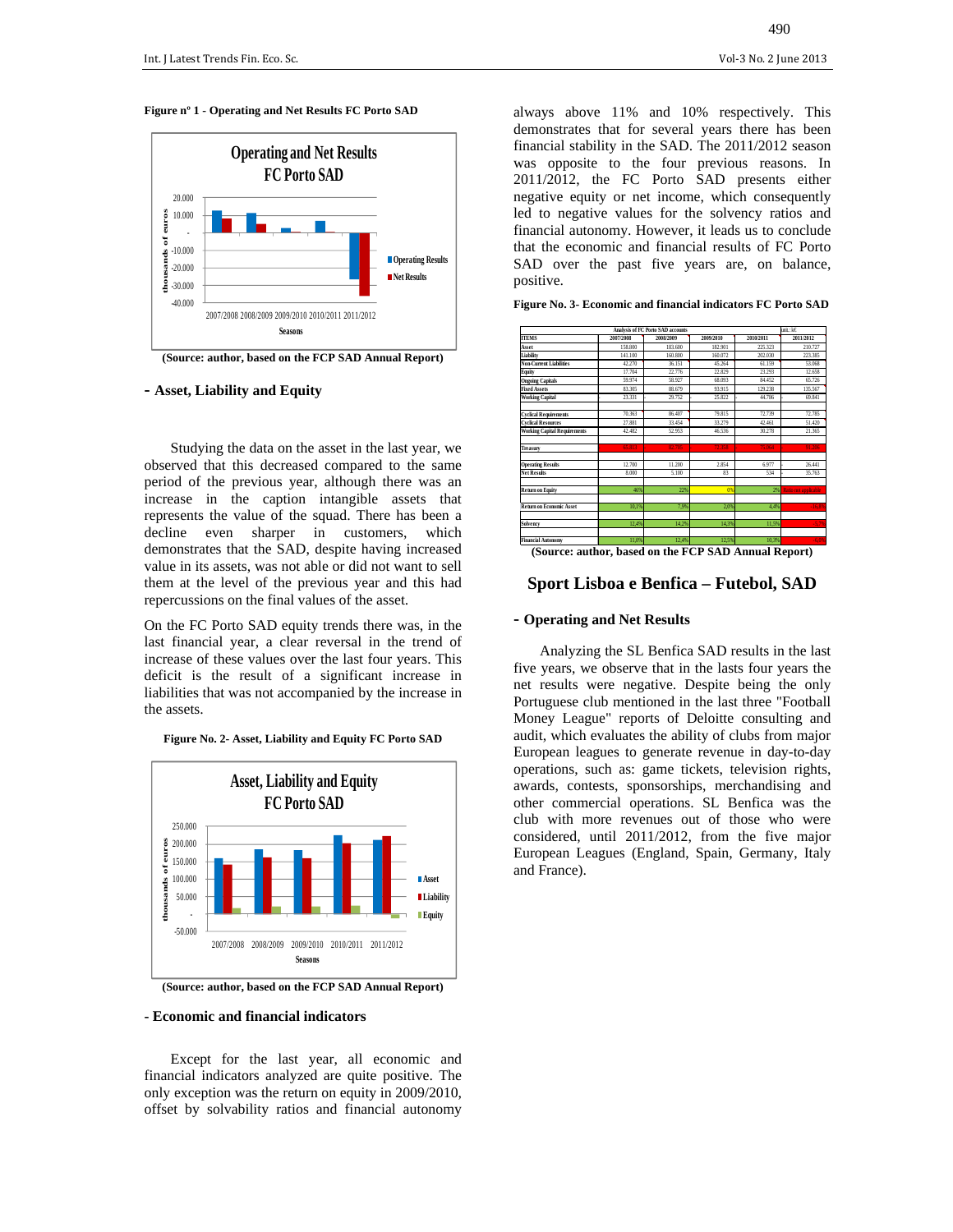**Figure nº 1 - Operating and Net Results FC Porto SAD**

(Source: author, based on the FCP SAD Annual Report)

## - Asset, Liability and Equity

Studying the data on the asset in the last year, we observed that this decreased compared to the same period of the previous year, although there was an increase in the caption intangible assets that represents the value of the squad. There has been a decline even sharper in customers, which demonstrates that the SAD, despite having increased value in its assets, was not able or did not want to sell them at the level of the previous year and this had repercussions on the final values of the asset.

On the FC Porto SAD equity trends there was, in the last financial year, a clear reversal in the trend of increase of these values over the last four years. This deficit is the result of a significant increase in liabilities that was not accompanied by the increase in the assets.

**Figure No. 2- Asset, Liability and Equity FC Porto SAD**

(Source: author, based on the FCP SAD Annual Report)

## - Economic and financial indicators

Except for the last year, all economic and financial indicators analyzed are quite positive. The only exception was the return on equity in 2009/2010, offset by solvability ratios and financial autonomy always above 11% and 10% respectively. This demonstrates that for several years there has been financial stability in the SAD. The 2011/2012 season was opposite to the four previous reasons. In 2011/2012, the FC Porto SAD presents either negative equity or net income, which consequently led to negative values for the solvency ratios and financial autonomy. However, it leads us to conclude that the economic and financial results of FC Porto SAD over the past five years are, on balance, positive.

**Figure No. 3- Economic and financial indicators FC Porto SAD**

| Analysis of FC Porto SAD accounts | | | | | unit.: k€ |
|---|---|---|---|---|---|
| ITEMS | 2007/2008 | 2008/2009 | 2009/2010 | 2010/2011 | 2011/2012 |
| Asset | 158.800 | 183.600 | 182.901 | 225.323 | 210.727 |
| Liability | 141.100 | 160.800 | 160.072 | 202.030 | 223.385 |
| Non-Current Liabilities | 42.270 | 36.151 | 45.264 | 61.159 | 53.068 |
| Equity | 17.704 | 22.776 | 22.829 | 23.293 | -12.658 |
| Ongoing Capitals | 59.974 | 58.927 | 68.093 | 84.452 | 65.726 |
| Fixed Assets | 83.305 | 88.679 | 93.915 | 129.238 | 135.567 |
| Working Capital | -23.331 | -29.752 | -25.822 | -44.786 | -69.841 |
| Cyclical Requirements | 70.363 | 86.407 | 79.815 | 72.739 | 72.785 |
| Cyclical Resources | 27.881 | 33.454 | 33.279 | 42.461 | 51.420 |
| Working Capital Requirements | 42.482 | 52.953 | 46.536 | 30.278 | 21.365 |
| Treasury | -65.813 | -82.705 | -72.358 | -75.064 | -91.206 |
| Operating Results | 12.700 | 11.200 | 2.854 | 6.977 | -26.441 |
| Net Results | 8.000 | 5.100 | 83 | 534 | -35.763 |
| Return on Equity | 46% | 22% | 0% | 2% | Rate not applicable |
| Return on Economic Asset | 10,1% | 7,9% | 2,0% | 4,4% | -16,0% |
| Solvency | 12,4% | 14,2% | 14,3% | 11,5% | -5,7% |
| Financial Autonomy | 11,0% | 12,4% | 12,5% | 10,3% | -6,0% |

(Source: author, based on the FCP SAD Annual Report)

# Sport Lisboa e Benfica – Futebol, SAD

## - Operating and Net Results

Analyzing the SL Benfica SAD results in the last five years, we observe that in the lasts four years the net results were negative. Despite being the only Portuguese club mentioned in the last three "Football Money League" reports of Deloitte consulting and audit, which evaluates the ability of clubs from major European leagues to generate revenue in day-to-day operations, such as: game tickets, television rights, awards, contests, sponsorships, merchandising and other commercial operations. SL Benfica was the club with more revenues out of those who were considered, until 2011/2012, from the five major European Leagues (England, Spain, Germany, Italy and France).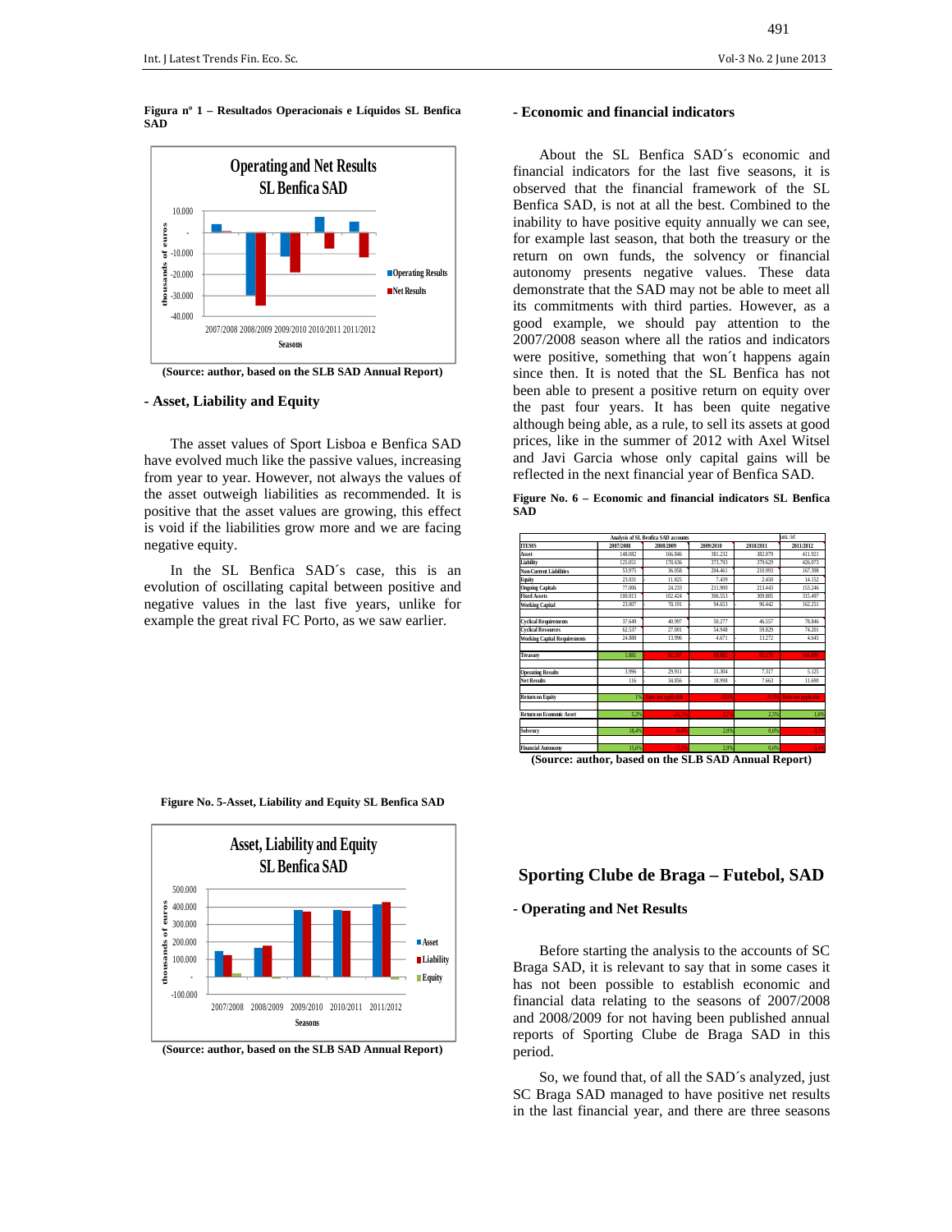**Figura nº 1 – Resultados Operacionais e Líquidos SL Benfica SAD**

(Source: author, based on the SLB SAD Annual Report)

## - Asset, Liability and Equity

The asset values of Sport Lisboa e Benfica SAD have evolved much like the passive values, increasing from year to year. However, not always the values of the asset outweigh liabilities as recommended. It is positive that the asset values are growing, this effect is void if the liabilities grow more and we are facing negative equity.

In the SL Benfica SAD´s case, this is an evolution of oscillating capital between positive and negative values in the last five years, unlike for example the great rival FC Porto, as we saw earlier.

**Figure No. 5-Asset, Liability and Equity SL Benfica SAD**

(Source: author, based on the SLB SAD Annual Report)

## - Economic and financial indicators

About the SL Benfica SAD´s economic and financial indicators for the last five seasons, it is observed that the financial framework of the SL Benfica SAD, is not at all the best. Combined to the inability to have positive equity annually we can see, for example last season, that both the treasury or the return on own funds, the solvency or financial autonomy presents negative values. These data demonstrate that the SAD may not be able to meet all its commitments with third parties. However, as a good example, we should pay attention to the 2007/2008 season where all the ratios and indicators were positive, something that won´t happens again since then. It is noted that the SL Benfica has not been able to present a positive return on equity over the past four years. It has been quite negative although being able, as a rule, to sell its assets at good prices, like in the summer of 2012 with Axel Witsel and Javi Garcia whose only capital gains will be reflected in the next financial year of Benfica SAD.

**Figure No. 6 – Economic and financial indicators SL Benfica SAD**

Analysis of SL Benfica SAD accounts (unit.: k€)

| ITEMS | 2007/2008 | 2008/2009 | 2009/2010 | 2010/2011 | 2011/2012 |
|---|---|---|---|---|---|
| Asset | 148.082 | 166.846 | 381.232 | 382.079 | 411.921 |
| Liability | 125.051 | 178.636 | 373.793 | 379.629 | 426.073 |
| Non-Current Liabilities | 53.975 | 36.058 | 204.461 | 210.993 | 167.398 |
| Equity | 23.031 | - 11.825 | 7.439 | 2.450 | - 14.152 |
| Ongoing Capitals | 77.006 | 24.233 | 211.900 | 213.443 | 153.246 |
| Fixed Assets | 100.013 | 102.424 | 306.553 | 309.885 | 315.497 |
| Working Capital | - 23.007 | - 78.191 | - 94.653 | - 96.442 | - 162.251 |
| Cyclical Requirements | 37.649 | 40.997 | 50.277 | 46.557 | 78.846 |
| Cyclical Resources | 62.537 | 27.001 | 54.948 | 59.829 | 74.201 |
| Working Capital Requirements | - 24.888 | 13.996 | - 4.671 | - 13.272 | 4.645 |
| Treasury | 1.881 | - 92.187 | - 89.982 | - 83.170 | - 166.896 |
| Operating Results | 3.996 | - 29.911 | - 11.304 | 7.317 | 5.125 |
| Net Results | 116 | - 34.856 | - 18.998 | - 7.663 | - 11.690 |
| Return on Equity | 1% | Ratio not applicable | -255% | -313% | Ratio not applicable |
| Return on Economic Asset | 5,3% | -22,7% | -2,9% | 2,5% | 1,6% |
| Solvency | 18,4% | -6,6% | 2,0% | 0,6% | -3,3% |
| Financial Autonomy | 15,6% | -7,1% | 2,0% | 0,6% | -3,4% |

(Source: author, based on the SLB SAD Annual Report)

# Sporting Clube de Braga – Futebol, SAD

## - Operating and Net Results

Before starting the analysis to the accounts of SC Braga SAD, it is relevant to say that in some cases it has not been possible to establish economic and financial data relating to the seasons of 2007/2008 and 2008/2009 for not having been published annual reports of Sporting Clube de Braga SAD in this period.

So, we found that, of all the SAD´s analyzed, just SC Braga SAD managed to have positive net results in the last financial year, and there are three seasons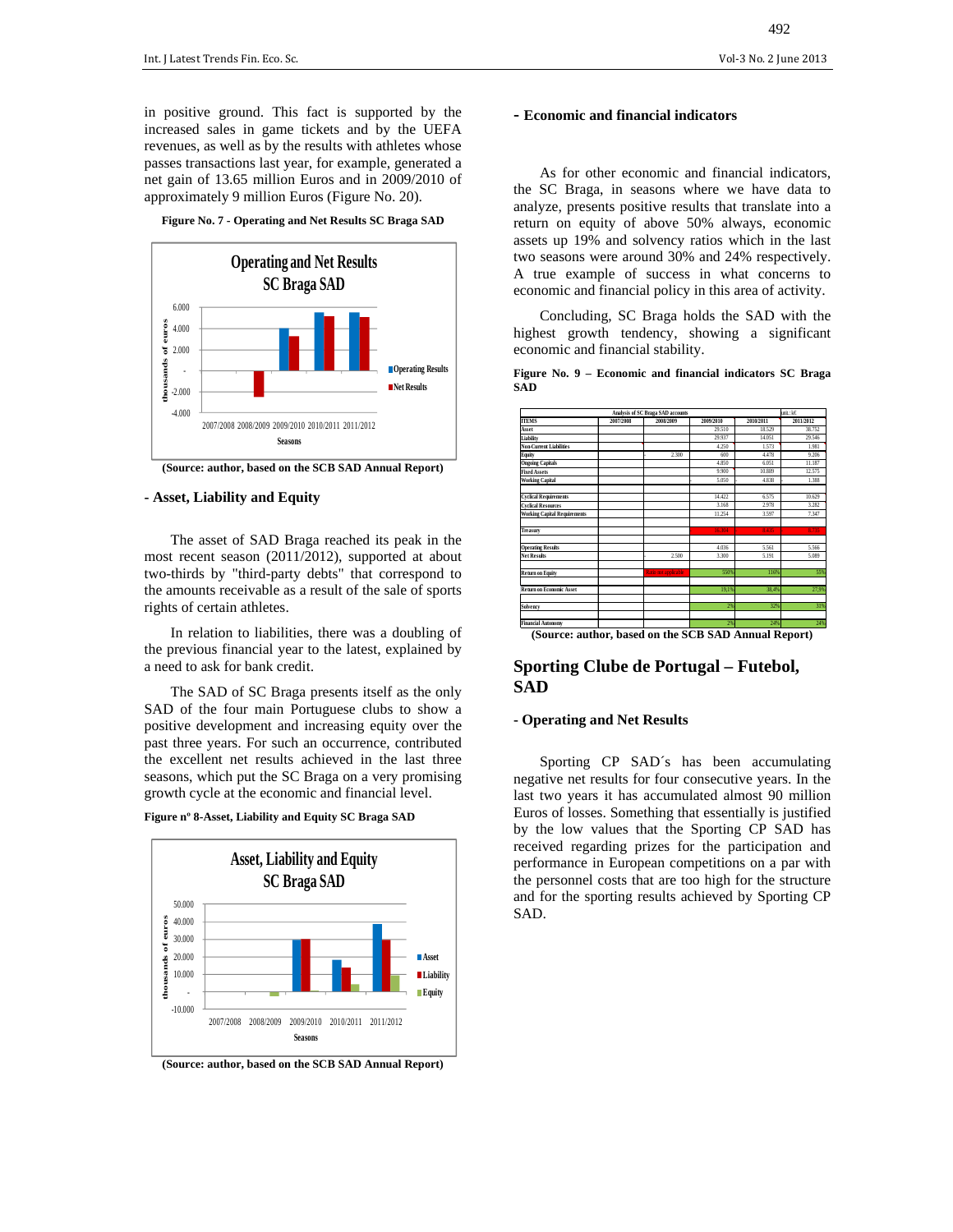in positive ground. This fact is supported by the increased sales in game tickets and by the UEFA revenues, as well as by the results with athletes whose passes transactions last year, for example, generated a net gain of 13.65 million Euros and in 2009/2010 of approximately 9 million Euros (Figure No. 20).

**Figure No. 7 - Operating and Net Results SC Braga SAD**

(Source: author, based on the SCB SAD Annual Report)

### - Asset, Liability and Equity

The asset of SAD Braga reached its peak in the most recent season (2011/2012), supported at about two-thirds by "third-party debts" that correspond to the amounts receivable as a result of the sale of sports rights of certain athletes.

In relation to liabilities, there was a doubling of the previous financial year to the latest, explained by a need to ask for bank credit.

The SAD of SC Braga presents itself as the only SAD of the four main Portuguese clubs to show a positive development and increasing equity over the past three years. For such an occurrence, contributed the excellent net results achieved in the last three seasons, which put the SC Braga on a very promising growth cycle at the economic and financial level.

**Figure nº 8-Asset, Liability and Equity SC Braga SAD**

(Source: author, based on the SCB SAD Annual Report)

### - Economic and financial indicators

As for other economic and financial indicators, the SC Braga, in seasons where we have data to analyze, presents positive results that translate into a return on equity of above 50% always, economic assets up 19% and solvency ratios which in the last two seasons were around 30% and 24% respectively. A true example of success in what concerns to economic and financial policy in this area of activity.

Concluding, SC Braga holds the SAD with the highest growth tendency, showing a significant economic and financial stability.

**Figure No. 9 – Economic and financial indicators SC Braga SAD**

| Analysis of SC Braga SAD accounts | | | | | unit.: k€ |
|---|---|---|---|---|---|
| ITEMS | 2007/2008 | 2008/2009 | 2009/2010 | 2010/2011 | 2011/2012 |
| Asset | | | 29.510 | 18.529 | 38.752 |
| Liability | | | 29.937 | 14.051 | 29.546 |
| Non-Current Liabilities | | | 4.250 | 1.573 | 1.981 |
| Equity | | -2.300 | 600 | 4.478 | 9.206 |
| Ongoing Capitals | | | 4.850 | 6.051 | 11.187 |
| Fixed Assets | | | 9.900 | 10.889 | 12.575 |
| Working Capital | | | -5.050 | -4.838 | -1.388 |
| | | | | | |
| Cyclical Requirements | | | 14.422 | 6.575 | 10.629 |
| Cyclical Resources | | | 3.168 | 2.978 | 3.282 |
| Working Capital Requirements | | | 11.254 | 3.597 | 7.347 |
| | | | | | |
| Treasury | | | -16.304 | -8.435 | -8.735 |
| | | | | | |
| Operating Results | | | 4.036 | 5.561 | 5.566 |
| Net Results | | -2.500 | 3.300 | 5.191 | 5.089 |
| | | | | | |
| Return on Equity | | Rate not applicable | 550% | 116% | 55% |
| | | | | | |
| Return on Economic Asset | | | 19,1% | 38,4% | 27,5% |
| | | | | | |
| Solvency | | | 2% | 32% | 31% |
| | | | | | |
| Financial Autonomy | | | 2% | 24% | 24% |

(Source: author, based on the SCB SAD Annual Report)

## Sporting Clube de Portugal – Futebol, SAD

### - Operating and Net Results

Sporting CP SAD´s has been accumulating negative net results for four consecutive years. In the last two years it has accumulated almost 90 million Euros of losses. Something that essentially is justified by the low values that the Sporting CP SAD has received regarding prizes for the participation and performance in European competitions on a par with the personnel costs that are too high for the structure and for the sporting results achieved by Sporting CP SAD.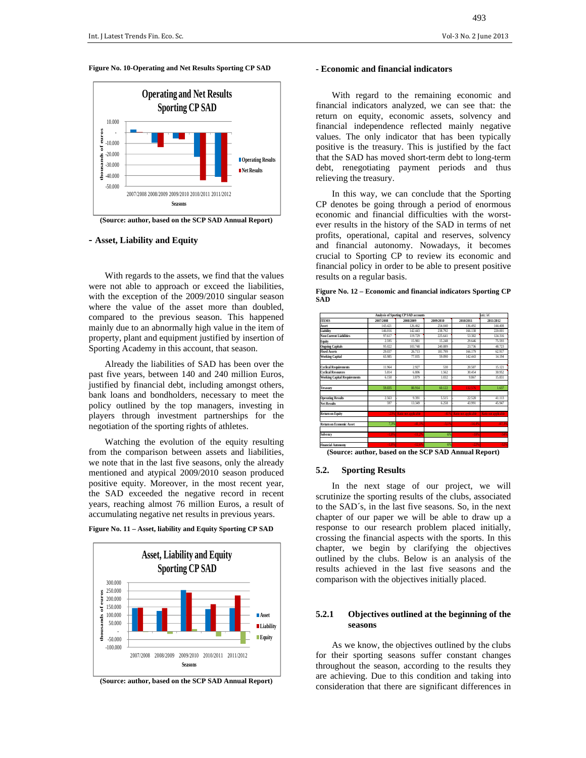**Figure No. 10-Operating and Net Results Sporting CP SAD**

(Source: author, based on the SCP SAD Annual Report)

## - Asset, Liability and Equity

With regards to the assets, we find that the values were not able to approach or exceed the liabilities, with the exception of the 2009/2010 singular season where the value of the asset more than doubled, compared to the previous season. This happened mainly due to an abnormally high value in the item of property, plant and equipment justified by insertion of Sporting Academy in this account, that season.

Already the liabilities of SAD has been over the past five years, between 140 and 240 million Euros, justified by financial debt, including amongst others, bank loans and bondholders, necessary to meet the policy outlined by the top managers, investing in players through investment partnerships for the negotiation of the sporting rights of athletes.

Watching the evolution of the equity resulting from the comparison between assets and liabilities, we note that in the last five seasons, only the already mentioned and atypical 2009/2010 season produced positive equity. Moreover, in the most recent year, the SAD exceeded the negative record in recent years, reaching almost 76 million Euros, a result of accumulating negative net results in previous years.

**Figure No. 11 – Asset, liability and Equity Sporting CP SAD**

(Source: author, based on the SCP SAD Annual Report)

## - Economic and financial indicators

With regard to the remaining economic and financial indicators analyzed, we can see that: the return on equity, economic assets, solvency and financial independence reflected mainly negative values. The only indicator that has been typically positive is the treasury. This is justified by the fact that the SAD has moved short-term debt to long-term debt, renegotiating payment periods and thus relieving the treasury.

In this way, we can conclude that the Sporting CP denotes be going through a period of enormous economic and financial difficulties with the worst-ever results in the history of the SAD in terms of net profits, operational, capital and reserves, solvency and financial autonomy. Nowadays, it becomes crucial to Sporting CP to review its economic and financial policy in order to be able to present positive results on a regular basis.

**Figure No. 12 – Economic and financial indicators Sporting CP SAD**

| Analysis of Sporting CP SAD accounts | | | | | unit.: k€ |
|---|---|---|---|---|---|
| ITEMS | 2007/2008 | 2008/2009 | 2009/2010 | 2010/2011 | 2011/2012 |
| Asset | 143.421 | 126.462 | 254.040 | 136.492 | 144.408 |
| Liability | 146.016 | 142.443 | 238.792 | 166.138 | 220.001 |
| Non-Current Liabilities | 97.617 | 119.729 | 225.641 | 53.382 | 124.316 |
| Equity | - 2.595 | - 15.981 | 15.248 | - 29.646 | - 75.593 |
| Ongoing Capitals | 95.022 | 103.748 | 240.889 | 23.736 | 48.723 |
| Fixed Assets | 29.037 | 26.713 | 181.799 | 166.179 | 62.917 |
| Working Capital | 65.985 | 77.035 | 59.090 | - 142.443 | - 14.194 |
| Cyclical Requirements | 11.964 | 2.927 | 530 | 20.587 | 15.121 |
| Cyclical Resources | 5.814 | 6.806 | 1.562 | 30.454 | 30.952 |
| Working Capital Requirements | 6.150 | - 3.879 | - 1.032 | - 9.867 | - 15.831 |
| Treasury | 59.835 | 80.914 | 60.122 | -132.576 | 1.637 |
| Operating Results | 2.563 | - 9.391 | - 5.515 | - 22.528 | - 41.113 |
| Net Results | 597 | - 13.349 | - 6.258 | - 43.991 | - 45.947 |
| Return on Equity | -23% | Ratio not applicable | -41% | Ratio not applicable | Ratio not applicable |
| Return on Economic Asset | 7,3% | -41,7% | -3,6% | -14,4% | -37,9% |
| Solvency | -1,8% | -11,2% | 6% | -18% | -34% |
| Financial Autonomy | -1,8% | -12,6% | 6% | -22% | -52% |

(Source: author, based on the SCP SAD Annual Report)

## 5.2. Sporting Results

In the next stage of our project, we will scrutinize the sporting results of the clubs, associated to the SAD´s, in the last five seasons. So, in the next chapter of our paper we will be able to draw up a response to our research problem placed initially, crossing the financial aspects with the sports. In this chapter, we begin by clarifying the objectives outlined by the clubs. Below is an analysis of the results achieved in the last five seasons and the comparison with the objectives initially placed.

### 5.2.1 Objectives outlined at the beginning of the seasons

As we know, the objectives outlined by the clubs for their sporting seasons suffer constant changes throughout the season, according to the results they are achieving. Due to this condition and taking into consideration that there are significant differences in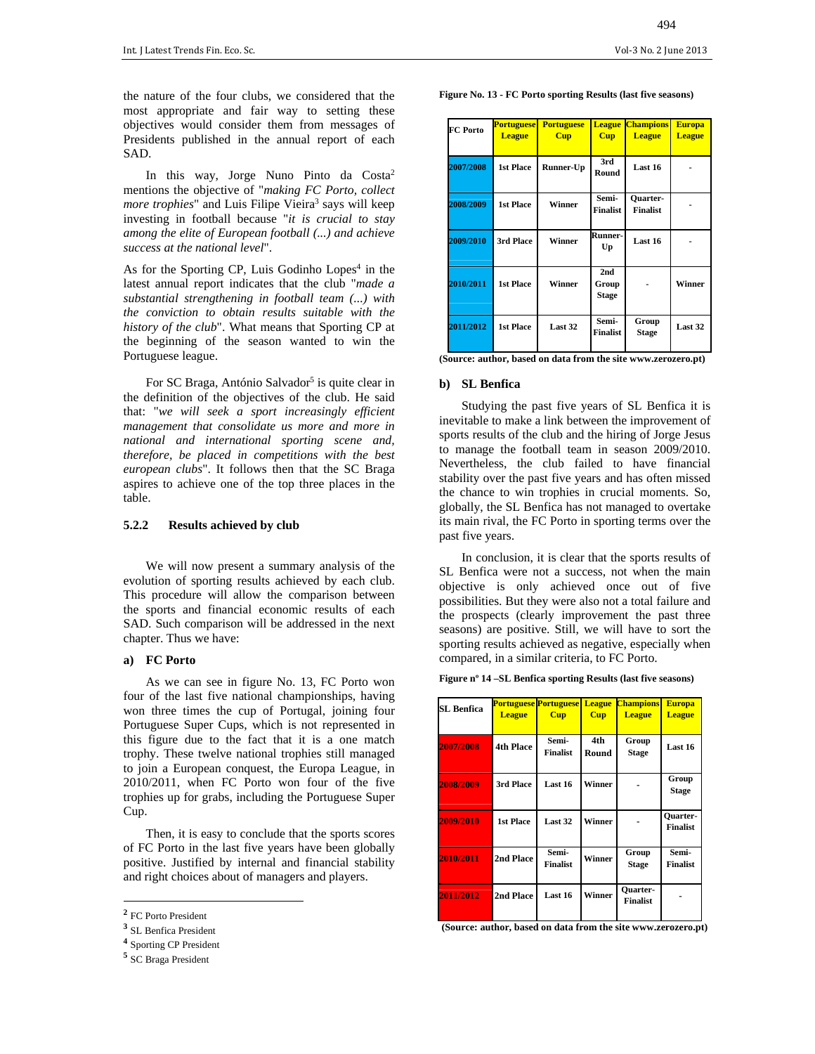the nature of the four clubs, we considered that the most appropriate and fair way to setting these objectives would consider them from messages of Presidents published in the annual report of each SAD.

In this way, Jorge Nuno Pinto da Costa[2] mentions the objective of "*making FC Porto, collect more trophies*" and Luis Filipe Vieira[3] says will keep investing in football because "*it is crucial to stay among the elite of European football (...) and achieve success at the national level*".

As for the Sporting CP, Luis Godinho Lopes[4] in the latest annual report indicates that the club "*made a substantial strengthening in football team (...) with the conviction to obtain results suitable with the history of the club*". What means that Sporting CP at the beginning of the season wanted to win the Portuguese league.

For SC Braga, António Salvador[5] is quite clear in the definition of the objectives of the club. He said that: "*we will seek a sport increasingly efficient management that consolidate us more and more in national and international sporting scene and, therefore, be placed in competitions with the best european clubs*". It follows then that the SC Braga aspires to achieve one of the top three places in the table.

### 5.2.2 Results achieved by club

We will now present a summary analysis of the evolution of sporting results achieved by each club. This procedure will allow the comparison between the sports and financial economic results of each SAD. Such comparison will be addressed in the next chapter. Thus we have:

**a) FC Porto**

As we can see in figure No. 13, FC Porto won four of the last five national championships, having won three times the cup of Portugal, joining four Portuguese Super Cups, which is not represented in this figure due to the fact that it is a one match trophy. These twelve national trophies still managed to join a European conquest, the Europa League, in 2010/2011, when FC Porto won four of the five trophies up for grabs, including the Portuguese Super Cup.

Then, it is easy to conclude that the sports scores of FC Porto in the last five years have been globally positive. Justified by internal and financial stability and right choices about of managers and players.

**Figure No. 13 - FC Porto sporting Results (last five seasons)**

| FC Porto | Portuguese League | Portuguese Cup | League Cup | Champions League | Europa League |
|---|---|---|---|---|---|
| 2007/2008 | 1st Place | Runner-Up | 3rd Round | Last 16 | - |
| 2008/2009 | 1st Place | Winner | Semi-Finalist | Quarter-Finalist | - |
| 2009/2010 | 3rd Place | Winner | Runner-Up | Last 16 | - |
| 2010/2011 | 1st Place | Winner | 2nd Group Stage | - | Winner |
| 2011/2012 | 1st Place | Last 32 | Semi-Finalist | Group Stage | Last 32 |

**(Source: author, based on data from the site www.zerozero.pt)**

**b) SL Benfica**

Studying the past five years of SL Benfica it is inevitable to make a link between the improvement of sports results of the club and the hiring of Jorge Jesus to manage the football team in season 2009/2010. Nevertheless, the club failed to have financial stability over the past five years and has often missed the chance to win trophies in crucial moments. So, globally, the SL Benfica has not managed to overtake its main rival, the FC Porto in sporting terms over the past five years.

In conclusion, it is clear that the sports results of SL Benfica were not a success, not when the main objective is only achieved once out of five possibilities. But they were also not a total failure and the prospects (clearly improvement the past three seasons) are positive. Still, we will have to sort the sporting results achieved as negative, especially when compared, in a similar criteria, to FC Porto.

**Figure nº 14 –SL Benfica sporting Results (last five seasons)**

| SL Benfica | Portuguese League | Portuguese Cup | League Cup | Champions League | Europa League |
|---|---|---|---|---|---|
| 2007/2008 | 4th Place | Semi-Finalist | 4th Round | Group Stage | Last 16 |
| 2008/2009 | 3rd Place | Last 16 | Winner | - | Group Stage |
| 2009/2010 | 1st Place | Last 32 | Winner | - | Quarter-Finalist |
| 2010/2011 | 2nd Place | Semi-Finalist | Winner | Group Stage | Semi-Finalist |
| 2011/2012 | 2nd Place | Last 16 | Winner | Quarter-Finalist | - |

**(Source: author, based on data from the site www.zerozero.pt)**

---

[2] FC Porto President

[3] SL Benfica President

[4] Sporting CP President

[5] SC Braga President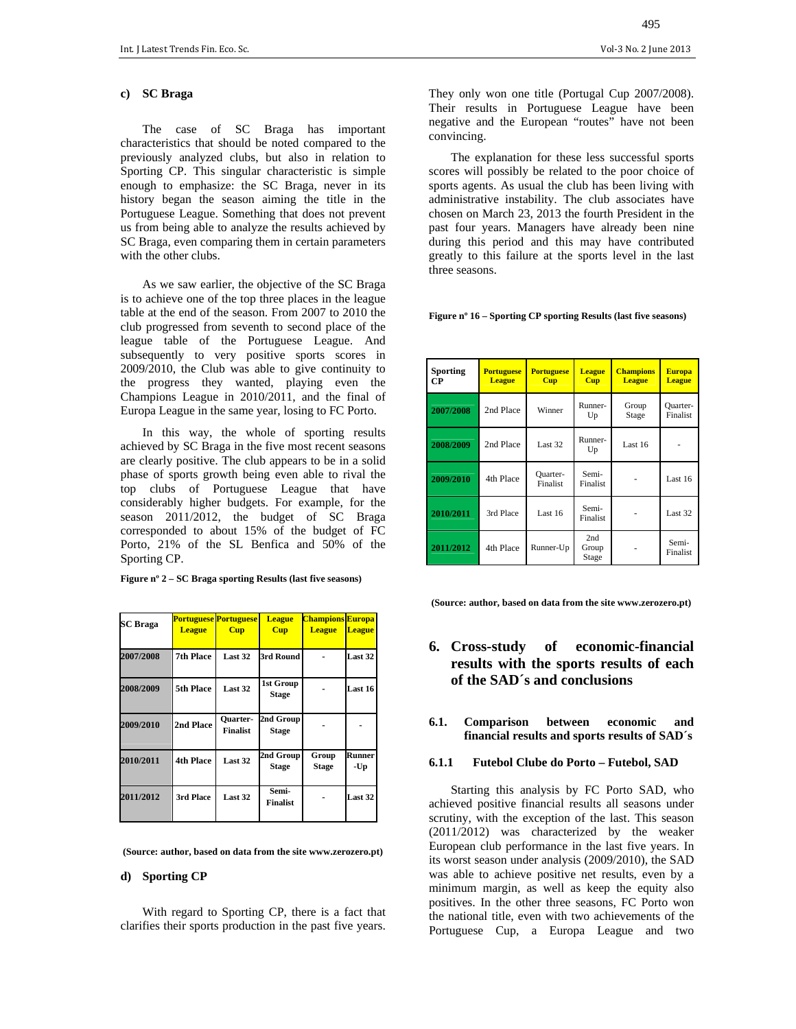### c) SC Braga

The case of SC Braga has important characteristics that should be noted compared to the previously analyzed clubs, but also in relation to Sporting CP. This singular characteristic is simple enough to emphasize: the SC Braga, never in its history began the season aiming the title in the Portuguese League. Something that does not prevent us from being able to analyze the results achieved by SC Braga, even comparing them in certain parameters with the other clubs.

As we saw earlier, the objective of the SC Braga is to achieve one of the top three places in the league table at the end of the season. From 2007 to 2010 the club progressed from seventh to second place of the league table of the Portuguese League. And subsequently to very positive sports scores in 2009/2010, the Club was able to give continuity to the progress they wanted, playing even the Champions League in 2010/2011, and the final of Europa League in the same year, losing to FC Porto.

In this way, the whole of sporting results achieved by SC Braga in the five most recent seasons are clearly positive. The club appears to be in a solid phase of sports growth being even able to rival the top clubs of Portuguese League that have considerably higher budgets. For example, for the season 2011/2012, the budget of SC Braga corresponded to about 15% of the budget of FC Porto, 21% of the SL Benfica and 50% of the Sporting CP.

**Figure nº 2 – SC Braga sporting Results (last five seasons)**

| SC Braga | Portuguese League | Portuguese Cup | League Cup | Champions League | Europa League |
|---|---|---|---|---|---|
| 2007/2008 | 7th Place | Last 32 | 3rd Round | - | Last 32 |
| 2008/2009 | 5th Place | Last 32 | 1st Group Stage | - | Last 16 |
| 2009/2010 | 2nd Place | Quarter-Finalist | 2nd Group Stage | - | - |
| 2010/2011 | 4th Place | Last 32 | 2nd Group Stage | Group Stage | Runner-Up |
| 2011/2012 | 3rd Place | Last 32 | Semi-Finalist | - | Last 32 |

**(Source: author, based on data from the site www.zerozero.pt)**

### d) Sporting CP

With regard to Sporting CP, there is a fact that clarifies their sports production in the past five years. They only won one title (Portugal Cup 2007/2008). Their results in Portuguese League have been negative and the European "routes" have not been convincing.

The explanation for these less successful sports scores will possibly be related to the poor choice of sports agents. As usual the club has been living with administrative instability. The club associates have chosen on March 23, 2013 the fourth President in the past four years. Managers have already been nine during this period and this may have contributed greatly to this failure at the sports level in the last three seasons.

**Figure nº 16 – Sporting CP sporting Results (last five seasons)**

| Sporting CP | Portuguese League | Portuguese Cup | League Cup | Champions League | Europa League |
|---|---|---|---|---|---|
| 2007/2008 | 2nd Place | Winner | Runner-Up | Group Stage | Quarter-Finalist |
| 2008/2009 | 2nd Place | Last 32 | Runner-Up | Last 16 | - |
| 2009/2010 | 4th Place | Quarter-Finalist | Semi-Finalist | - | Last 16 |
| 2010/2011 | 3rd Place | Last 16 | Semi-Finalist | - | Last 32 |
| 2011/2012 | 4th Place | Runner-Up | 2nd Group Stage | - | Semi-Finalist |

**(Source: author, based on data from the site www.zerozero.pt)**

# 6. Cross-study of economic-financial results with the sports results of each of the SAD´s and conclusions

## 6.1. Comparison between economic and financial results and sports results of SAD´s

### 6.1.1 Futebol Clube do Porto – Futebol, SAD

Starting this analysis by FC Porto SAD, who achieved positive financial results all seasons under scrutiny, with the exception of the last. This season (2011/2012) was characterized by the weaker European club performance in the last five years. In its worst season under analysis (2009/2010), the SAD was able to achieve positive net results, even by a minimum margin, as well as keep the equity also positives. In the other three seasons, FC Porto won the national title, even with two achievements of the Portuguese Cup, a Europa League and two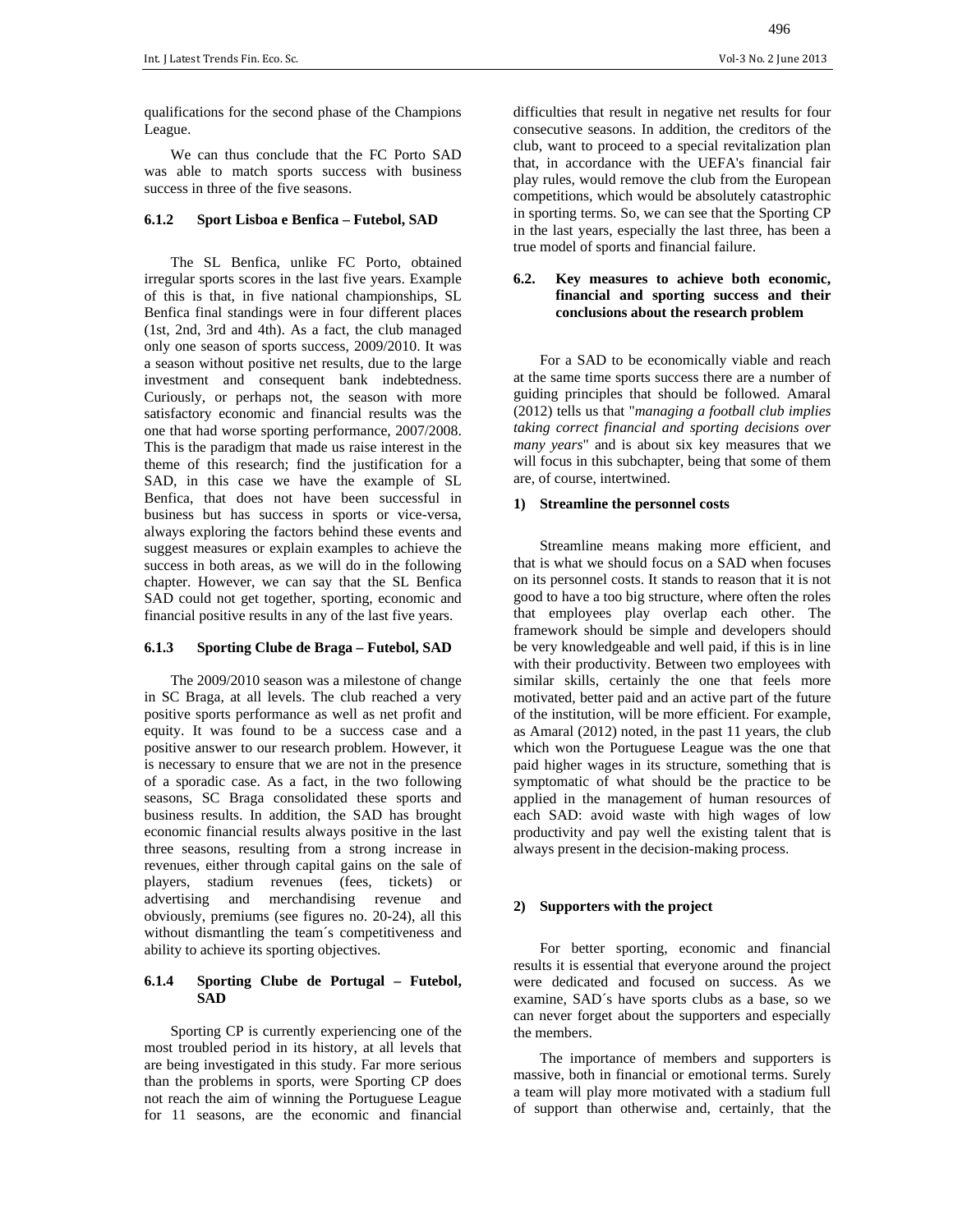qualifications for the second phase of the Champions League.

We can thus conclude that the FC Porto SAD was able to match sports success with business success in three of the five seasons.

#### 6.1.2 Sport Lisboa e Benfica – Futebol, SAD

The SL Benfica, unlike FC Porto, obtained irregular sports scores in the last five years. Example of this is that, in five national championships, SL Benfica final standings were in four different places (1st, 2nd, 3rd and 4th). As a fact, the club managed only one season of sports success, 2009/2010. It was a season without positive net results, due to the large investment and consequent bank indebtedness. Curiously, or perhaps not, the season with more satisfactory economic and financial results was the one that had worse sporting performance, 2007/2008. This is the paradigm that made us raise interest in the theme of this research; find the justification for a SAD, in this case we have the example of SL Benfica, that does not have been successful in business but has success in sports or vice-versa, always exploring the factors behind these events and suggest measures or explain examples to achieve the success in both areas, as we will do in the following chapter. However, we can say that the SL Benfica SAD could not get together, sporting, economic and financial positive results in any of the last five years.

#### 6.1.3 Sporting Clube de Braga – Futebol, SAD

The 2009/2010 season was a milestone of change in SC Braga, at all levels. The club reached a very positive sports performance as well as net profit and equity. It was found to be a success case and a positive answer to our research problem. However, it is necessary to ensure that we are not in the presence of a sporadic case. As a fact, in the two following seasons, SC Braga consolidated these sports and business results. In addition, the SAD has brought economic financial results always positive in the last three seasons, resulting from a strong increase in revenues, either through capital gains on the sale of players, stadium revenues (fees, tickets) or advertising and merchandising revenue and obviously, premiums (see figures no. 20-24), all this without dismantling the team´s competitiveness and ability to achieve its sporting objectives.

#### 6.1.4 Sporting Clube de Portugal – Futebol, SAD

Sporting CP is currently experiencing one of the most troubled period in its history, at all levels that are being investigated in this study. Far more serious than the problems in sports, were Sporting CP does not reach the aim of winning the Portuguese League for 11 seasons, are the economic and financial difficulties that result in negative net results for four consecutive seasons. In addition, the creditors of the club, want to proceed to a special revitalization plan that, in accordance with the UEFA's financial fair play rules, would remove the club from the European competitions, which would be absolutely catastrophic in sporting terms. So, we can see that the Sporting CP in the last years, especially the last three, has been a true model of sports and financial failure.

### 6.2. Key measures to achieve both economic, financial and sporting success and their conclusions about the research problem

For a SAD to be economically viable and reach at the same time sports success there are a number of guiding principles that should be followed. Amaral (2012) tells us that "*managing a football club implies taking correct financial and sporting decisions over many years*" and is about six key measures that we will focus in this subchapter, being that some of them are, of course, intertwined.

**1) Streamline the personnel costs**

Streamline means making more efficient, and that is what we should focus on a SAD when focuses on its personnel costs. It stands to reason that it is not good to have a too big structure, where often the roles that employees play overlap each other. The framework should be simple and developers should be very knowledgeable and well paid, if this is in line with their productivity. Between two employees with similar skills, certainly the one that feels more motivated, better paid and an active part of the future of the institution, will be more efficient. For example, as Amaral (2012) noted, in the past 11 years, the club which won the Portuguese League was the one that paid higher wages in its structure, something that is symptomatic of what should be the practice to be applied in the management of human resources of each SAD: avoid waste with high wages of low productivity and pay well the existing talent that is always present in the decision-making process.

**2) Supporters with the project**

For better sporting, economic and financial results it is essential that everyone around the project were dedicated and focused on success. As we examine, SAD´s have sports clubs as a base, so we can never forget about the supporters and especially the members.

The importance of members and supporters is massive, both in financial or emotional terms. Surely a team will play more motivated with a stadium full of support than otherwise and, certainly, that the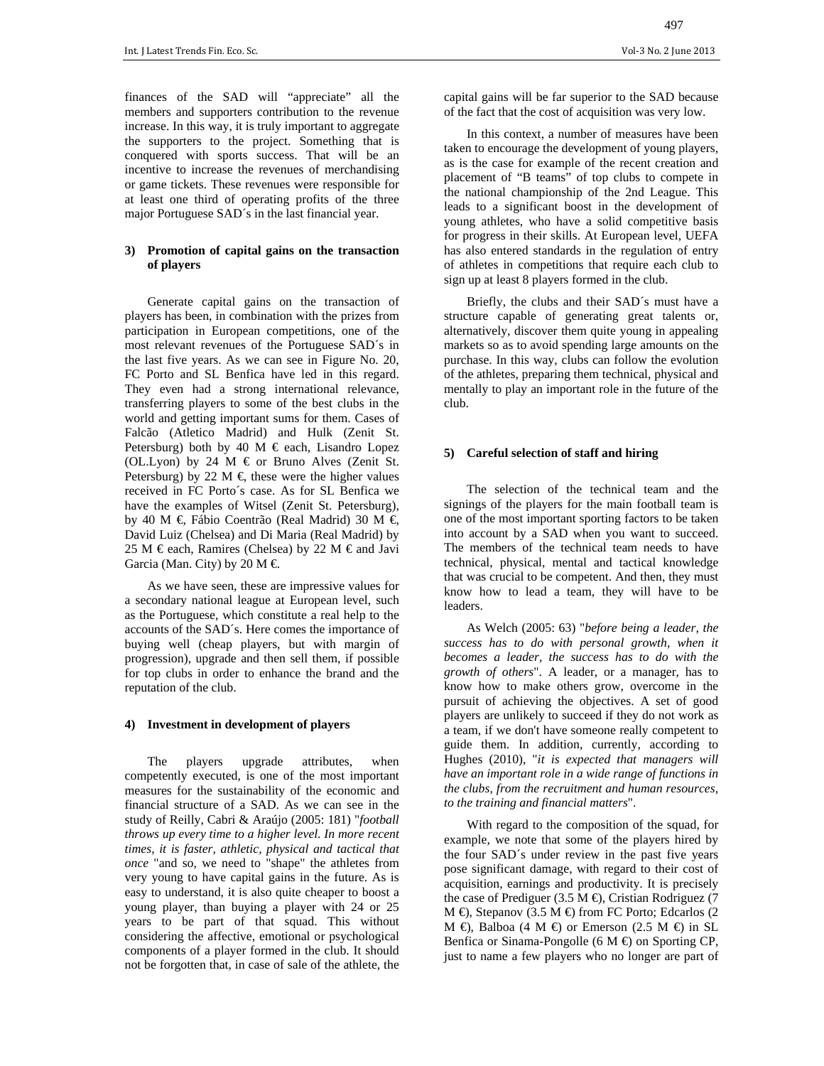finances of the SAD will "appreciate" all the members and supporters contribution to the revenue increase. In this way, it is truly important to aggregate the supporters to the project. Something that is conquered with sports success. That will be an incentive to increase the revenues of merchandising or game tickets. These revenues were responsible for at least one third of operating profits of the three major Portuguese SAD´s in the last financial year.

### 3) Promotion of capital gains on the transaction of players

Generate capital gains on the transaction of players has been, in combination with the prizes from participation in European competitions, one of the most relevant revenues of the Portuguese SAD´s in the last five years. As we can see in Figure No. 20, FC Porto and SL Benfica have led in this regard. They even had a strong international relevance, transferring players to some of the best clubs in the world and getting important sums for them. Cases of Falcão (Atletico Madrid) and Hulk (Zenit St. Petersburg) both by 40 M € each, Lisandro Lopez (OL.Lyon) by 24 M € or Bruno Alves (Zenit St. Petersburg) by 22 M €, these were the higher values received in FC Porto´s case. As for SL Benfica we have the examples of Witsel (Zenit St. Petersburg), by 40 M €, Fábio Coentrão (Real Madrid) 30 M €, David Luiz (Chelsea) and Di Maria (Real Madrid) by 25 M € each, Ramires (Chelsea) by 22 M € and Javi Garcia (Man. City) by 20 M €.

As we have seen, these are impressive values for a secondary national league at European level, such as the Portuguese, which constitute a real help to the accounts of the SAD´s. Here comes the importance of buying well (cheap players, but with margin of progression), upgrade and then sell them, if possible for top clubs in order to enhance the brand and the reputation of the club.

### 4) Investment in development of players

The players upgrade attributes, when competently executed, is one of the most important measures for the sustainability of the economic and financial structure of a SAD. As we can see in the study of Reilly, Cabri & Araújo (2005: 181) "*football throws up every time to a higher level. In more recent times, it is faster, athletic, physical and tactical that once* "and so, we need to "shape" the athletes from very young to have capital gains in the future. As is easy to understand, it is also quite cheaper to boost a young player, than buying a player with 24 or 25 years to be part of that squad. This without considering the affective, emotional or psychological components of a player formed in the club. It should not be forgotten that, in case of sale of the athlete, the capital gains will be far superior to the SAD because of the fact that the cost of acquisition was very low.

In this context, a number of measures have been taken to encourage the development of young players, as is the case for example of the recent creation and placement of "B teams" of top clubs to compete in the national championship of the 2nd League. This leads to a significant boost in the development of young athletes, who have a solid competitive basis for progress in their skills. At European level, UEFA has also entered standards in the regulation of entry of athletes in competitions that require each club to sign up at least 8 players formed in the club.

Briefly, the clubs and their SAD´s must have a structure capable of generating great talents or, alternatively, discover them quite young in appealing markets so as to avoid spending large amounts on the purchase. In this way, clubs can follow the evolution of the athletes, preparing them technical, physical and mentally to play an important role in the future of the club.

### 5) Careful selection of staff and hiring

The selection of the technical team and the signings of the players for the main football team is one of the most important sporting factors to be taken into account by a SAD when you want to succeed. The members of the technical team needs to have technical, physical, mental and tactical knowledge that was crucial to be competent. And then, they must know how to lead a team, they will have to be leaders.

As Welch (2005: 63) "*before being a leader, the success has to do with personal growth, when it becomes a leader, the success has to do with the growth of others*". A leader, or a manager, has to know how to make others grow, overcome in the pursuit of achieving the objectives. A set of good players are unlikely to succeed if they do not work as a team, if we don't have someone really competent to guide them. In addition, currently, according to Hughes (2010), "*it is expected that managers will have an important role in a wide range of functions in the clubs, from the recruitment and human resources, to the training and financial matters*".

With regard to the composition of the squad, for example, we note that some of the players hired by the four SAD´s under review in the past five years pose significant damage, with regard to their cost of acquisition, earnings and productivity. It is precisely the case of Prediguer (3.5 M €), Cristian Rodriguez (7 M €), Stepanov (3.5 M €) from FC Porto; Edcarlos (2 M €), Balboa (4 M €) or Emerson (2.5 M €) in SL Benfica or Sinama-Pongolle (6 M €) on Sporting CP, just to name a few players who no longer are part of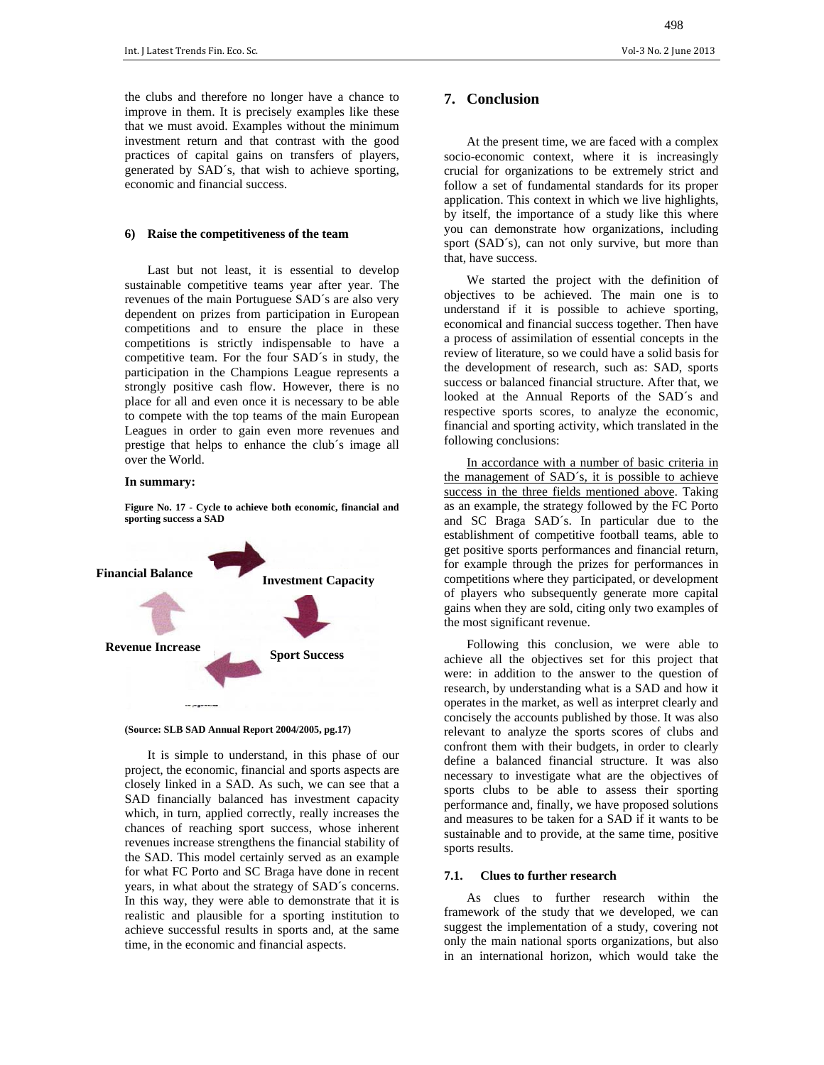the clubs and therefore no longer have a chance to improve in them. It is precisely examples like these that we must avoid. Examples without the minimum investment return and that contrast with the good practices of capital gains on transfers of players, generated by SAD´s, that wish to achieve sporting, economic and financial success.

#### 6) Raise the competitiveness of the team

Last but not least, it is essential to develop sustainable competitive teams year after year. The revenues of the main Portuguese SAD´s are also very dependent on prizes from participation in European competitions and to ensure the place in these competitions is strictly indispensable to have a competitive team. For the four SAD´s in study, the participation in the Champions League represents a strongly positive cash flow. However, there is no place for all and even once it is necessary to be able to compete with the top teams of the main European Leagues in order to gain even more revenues and prestige that helps to enhance the club´s image all over the World.

**In summary:**

**Figure No. 17 - Cycle to achieve both economic, financial and sporting success a SAD**

Financial Balance → Investment Capacity → Sport Success → Revenue Increase → Financial Balance

**(Source: SLB SAD Annual Report 2004/2005, pg.17)**

It is simple to understand, in this phase of our project, the economic, financial and sports aspects are closely linked in a SAD. As such, we can see that a SAD financially balanced has investment capacity which, in turn, applied correctly, really increases the chances of reaching sport success, whose inherent revenues increase strengthens the financial stability of the SAD. This model certainly served as an example for what FC Porto and SC Braga have done in recent years, in what about the strategy of SAD´s concerns. In this way, they were able to demonstrate that it is realistic and plausible for a sporting institution to achieve successful results in sports and, at the same time, in the economic and financial aspects.

## 7. Conclusion

At the present time, we are faced with a complex socio-economic context, where it is increasingly crucial for organizations to be extremely strict and follow a set of fundamental standards for its proper application. This context in which we live highlights, by itself, the importance of a study like this where you can demonstrate how organizations, including sport (SAD´s), can not only survive, but more than that, have success.

We started the project with the definition of objectives to be achieved. The main one is to understand if it is possible to achieve sporting, economical and financial success together. Then have a process of assimilation of essential concepts in the review of literature, so we could have a solid basis for the development of research, such as: SAD, sports success or balanced financial structure. After that, we looked at the Annual Reports of the SAD´s and respective sports scores, to analyze the economic, financial and sporting activity, which translated in the following conclusions:

<u>In accordance with a number of basic criteria in the management of SAD´s, it is possible to achieve success in the three fields mentioned above</u>. Taking as an example, the strategy followed by the FC Porto and SC Braga SAD´s. In particular due to the establishment of competitive football teams, able to get positive sports performances and financial return, for example through the prizes for performances in competitions where they participated, or development of players who subsequently generate more capital gains when they are sold, citing only two examples of the most significant revenue.

Following this conclusion, we were able to achieve all the objectives set for this project that were: in addition to the answer to the question of research, by understanding what is a SAD and how it operates in the market, as well as interpret clearly and concisely the accounts published by those. It was also relevant to analyze the sports scores of clubs and confront them with their budgets, in order to clearly define a balanced financial structure. It was also necessary to investigate what are the objectives of sports clubs to be able to assess their sporting performance and, finally, we have proposed solutions and measures to be taken for a SAD if it wants to be sustainable and to provide, at the same time, positive sports results.

### 7.1. Clues to further research

As clues to further research within the framework of the study that we developed, we can suggest the implementation of a study, covering not only the main national sports organizations, but also in an international horizon, which would take the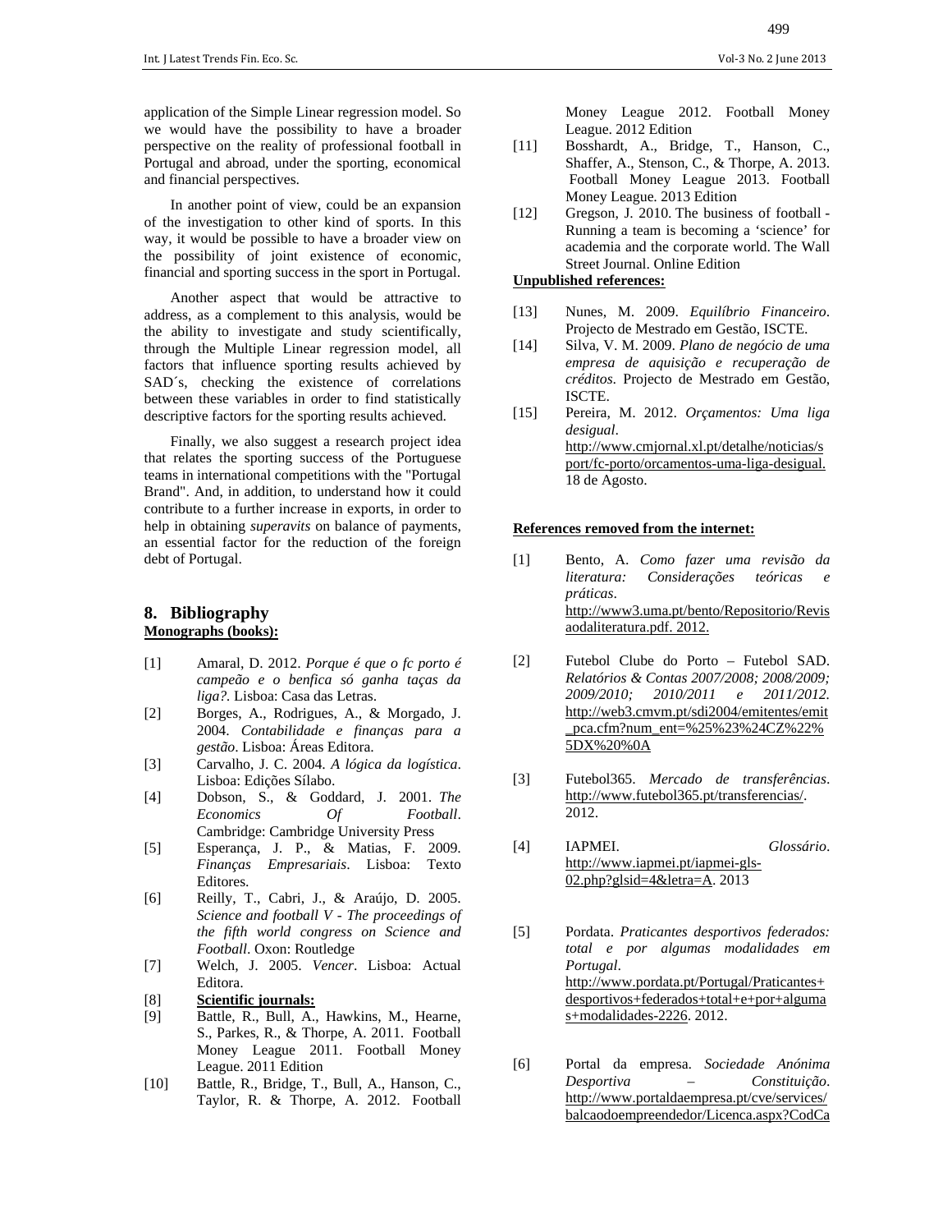application of the Simple Linear regression model. So we would have the possibility to have a broader perspective on the reality of professional football in Portugal and abroad, under the sporting, economical and financial perspectives.

In another point of view, could be an expansion of the investigation to other kind of sports. In this way, it would be possible to have a broader view on the possibility of joint existence of economic, financial and sporting success in the sport in Portugal.

Another aspect that would be attractive to address, as a complement to this analysis, would be the ability to investigate and study scientifically, through the Multiple Linear regression model, all factors that influence sporting results achieved by SAD´s, checking the existence of correlations between these variables in order to find statistically descriptive factors for the sporting results achieved.

Finally, we also suggest a research project idea that relates the sporting success of the Portuguese teams in international competitions with the "Portugal Brand". And, in addition, to understand how it could contribute to a further increase in exports, in order to help in obtaining *superavits* on balance of payments, an essential factor for the reduction of the foreign debt of Portugal.

## 8. Bibliography

**Monographs (books):**

[1] Amaral, D. 2012. *Porque é que o fc porto é campeão e o benfica só ganha taças da liga?*. Lisboa: Casa das Letras.

[2] Borges, A., Rodrigues, A., & Morgado, J. 2004. *Contabilidade e finanças para a gestão*. Lisboa: Áreas Editora.

[3] Carvalho, J. C. 2004. *A lógica da logística*. Lisboa: Edições Sílabo.

[4] Dobson, S., & Goddard, J. 2001. *The Economics Of Football*. Cambridge: Cambridge University Press

[5] Esperança, J. P., & Matias, F. 2009. *Finanças Empresariais*. Lisboa: Texto Editores.

[6] Reilly, T., Cabri, J., & Araújo, D. 2005. *Science and football V - The proceedings of the fifth world congress on Science and Football*. Oxon: Routledge

[7] Welch, J. 2005. *Vencer*. Lisboa: Actual Editora.

[8] **Scientific journals:**

[9] Battle, R., Bull, A., Hawkins, M., Hearne, S., Parkes, R., & Thorpe, A. 2011. Football Money League 2011. Football Money League. 2011 Edition

[10] Battle, R., Bridge, T., Bull, A., Hanson, C., Taylor, R. & Thorpe, A. 2012. Football Money League 2012. Football Money League. 2012 Edition

[11] Bosshardt, A., Bridge, T., Hanson, C., Shaffer, A., Stenson, C., & Thorpe, A. 2013. Football Money League 2013. Football Money League. 2013 Edition

[12] Gregson, J. 2010. The business of football - Running a team is becoming a 'science' for academia and the corporate world. The Wall Street Journal. Online Edition

**Unpublished references:**

[13] Nunes, M. 2009. *Equilíbrio Financeiro*. Projecto de Mestrado em Gestão, ISCTE.

[14] Silva, V. M. 2009. *Plano de negócio de uma empresa de aquisição e recuperação de créditos*. Projecto de Mestrado em Gestão, ISCTE.

[15] Pereira, M. 2012. *Orçamentos: Uma liga desigual*. http://www.cmjornal.xl.pt/detalhe/noticias/sport/fc-porto/orcamentos-uma-liga-desigual. 18 de Agosto.

**References removed from the internet:**

[1] Bento, A. *Como fazer uma revisão da literatura: Considerações teóricas e práticas*. http://www3.uma.pt/bento/Repositorio/Revisaodaliteratura.pdf. 2012.

[2] Futebol Clube do Porto – Futebol SAD. *Relatórios & Contas 2007/2008; 2008/2009; 2009/2010; 2010/2011 e 2011/2012*. http://web3.cmvm.pt/sdi2004/emitentes/emit_pca.cfm?num_ent=%25%23%24CZ%22%5DX%20%0A

[3] Futebol365. *Mercado de transferências*. http://www.futebol365.pt/transferencias/. 2012.

[4] IAPMEI. *Glossário*. http://www.iapmei.pt/iapmei-gls-02.php?glsid=4&letra=A. 2013

[5] Pordata. *Praticantes desportivos federados: total e por algumas modalidades em Portugal*. http://www.pordata.pt/Portugal/Praticantes+desportivos+federados+total+e+por+algumas+modalidades-2226. 2012.

[6] Portal da empresa. *Sociedade Anónima Desportiva – Constituição*. http://www.portaldaempresa.pt/cve/services/balcaodoempreendedor/Licenca.aspx?CodCa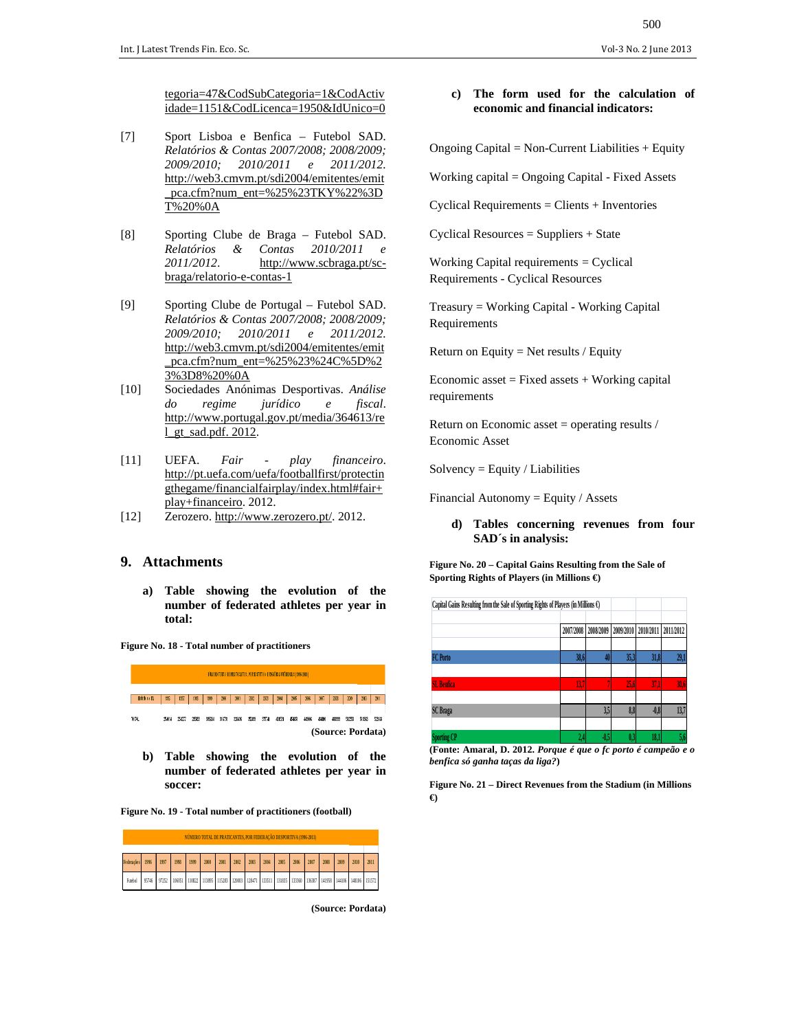tegoria=47&CodSubCategoria=1&CodActividade=1151&CodLicenca=1950&IdUnico=0

[7] Sport Lisboa e Benfica – Futebol SAD. *Relatórios & Contas 2007/2008; 2008/2009; 2009/2010; 2010/2011 e 2011/2012.* http://web3.cmvm.pt/sdi2004/emitentes/emit_pca.cfm?num_ent=%25%23TKY%22%3DT%20%0A

[8] Sporting Clube de Braga – Futebol SAD. *Relatórios & Contas 2010/2011 e 2011/2012*. http://www.scbraga.pt/sc-braga/relatorio-e-contas-1

[9] Sporting Clube de Portugal – Futebol SAD. *Relatórios & Contas 2007/2008; 2008/2009; 2009/2010; 2010/2011 e 2011/2012.* http://web3.cmvm.pt/sdi2004/emitentes/emit_pca.cfm?num_ent=%25%23%24C%5D%23%3D8%20%0A

[10] Sociedades Anónimas Desportivas. *Análise do regime jurídico e fiscal*. http://www.portugal.gov.pt/media/364613/rel_gt_sad.pdf. 2012.

[11] UEFA. *Fair - play financeiro*. http://pt.uefa.com/uefafootballfirst/protectingthegame/financialfairplay/index.html#fair+play+financeiro. 2012.

[12] Zerozero. http://www.zerozero.pt/. 2012.

## 9. Attachments

**a) Table showing the evolution of the number of federated athletes per year in total:**

**Figure No. 18 - Total number of practitioners**

| Federações | 1996 | 1997 | 1998 | 1999 | 2000 | 2001 | 2002 | 2003 | 2004 | 2005 | 2006 | 2007 | 2008 | 2009 | 2010 | 2011 |
|---|---|---|---|---|---|---|---|---|---|---|---|---|---|---|---|---|
| TOTAL | 254914 | 254377 | 285983 | 305584 | 311670 | 328436 | 352885 | 375748 | 438536 | 456416 | 448066 | 484884 | 489385 | 516558 | 516558 | 528130 |

**(Source: Pordata)**

**b) Table showing the evolution of the number of federated athletes per year in soccer:**

**Figure No. 19 - Total number of practitioners (football)**

| NÚMERO TOTAL DE PRATICANTES, POR FEDERAÇÃO DESPORTIVA (1996-2011) | | | | | | | | | | | | | | | | |
|---|---|---|---|---|---|---|---|---|---|---|---|---|---|---|---|---|
| Federações | 1996 | 1997 | 1998 | 1999 | 2000 | 2001 | 2002 | 2003 | 2004 | 2005 | 2006 | 2007 | 2008 | 2009 | 2010 | 2011 |
| Futebol | 95746 | 97252 | 106051 | 110822 | 113895 | 115283 | 120003 | 128471 | 133511 | 133835 | 133360 | 136387 | 141958 | 144006 | 148106 | 151572 |

**(Source: Pordata)**

**c) The form used for the calculation of economic and financial indicators:**

Ongoing Capital = Non-Current Liabilities + Equity

Working capital = Ongoing Capital - Fixed Assets

Cyclical Requirements = Clients + Inventories

Cyclical Resources = Suppliers + State

Working Capital requirements = Cyclical Requirements - Cyclical Resources

Treasury = Working Capital - Working Capital Requirements

Return on Equity = Net results / Equity

Economic asset = Fixed assets + Working capital requirements

Return on Economic asset = operating results / Economic Asset

Solvency = Equity / Liabilities

Financial Autonomy = Equity / Assets

**d) Tables concerning revenues from four SAD´s in analysis:**

**Figure No. 20 – Capital Gains Resulting from the Sale of Sporting Rights of Players (in Millions €)**

| Capital Gains Resulting from the Sale of Sporting Rights of Players (in Millions €) | 2007/2008 | 2008/2009 | 2009/2010 | 2010/2011 | 2011/2012 |
|---|---|---|---|---|---|
| FC Porto | 38,6 | 40 | 35,3 | 31,8 | 29,1 |
| SL Benfica | 13,7 | 7 | 25,6 | 37,1 | 30,6 |
| SC Braga | | 3,5 | 8,8 | -0,8 | 13,7 |
| Sporting CP | 2,4 | -0,5 | 0,3 | 18,1 | 5,6 |

**(Fonte: Amaral, D. 2012.** ***Porque é que o fc porto é campeão e o benfica só ganha taças da liga?*****)**

**Figure No. 21 – Direct Revenues from the Stadium (in Millions €)**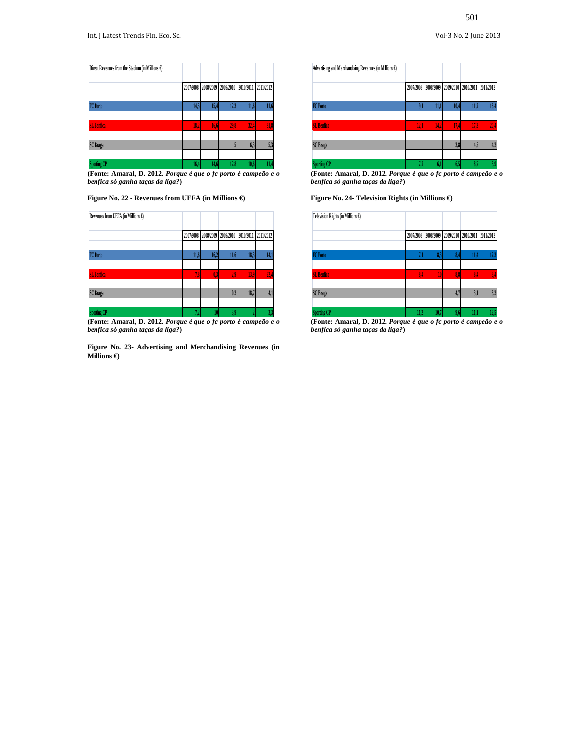| Direct Revenues from the Stadium (in Millions €) | 2007/2008 | 2008/2009 | 2009/2010 | 2010/2011 | 2011/2012 |
|---|---|---|---|---|---|
| FC Porto | 14,5 | 15,4 | 12,3 | 11,6 | 11,6 |
| SL Benfica | 18,2 | 16,6 | 29,8 | 32,4 | 31,1 |
| SC Braga | | | 5 | 6,3 | 5,3 |
| Sporting CP | 16,4 | 14,6 | 12,8 | 10,6 | 11,4 |

**(Fonte: Amaral, D. 2012.** ***Porque é que o fc porto é campeão e o benfica só ganha taças da liga?*****)**

**Figure No. 22 - Revenues from UEFA (in Millions €)**

| Revenues from UEFA (in Millions €) | 2007/2008 | 2008/2009 | 2009/2010 | 2010/2011 | 2011/2012 |
|---|---|---|---|---|---|
| FC Porto | 11,6 | 16,2 | 11,6 | 18,3 | 14,1 |
| SL Benfica | 7,8 | 0,3 | 2,9 | 13,9 | 22,4 |
| SC Braga | | | 0,2 | 18,7 | 4,1 |
| Sporting CP | 7,2 | 10 | 3,9 | 2 | 3,3 |

**(Fonte: Amaral, D. 2012.** ***Porque é que o fc porto é campeão e o benfica só ganha taças da liga?*****)**

**Figure No. 23- Advertising and Merchandising Revenues (in Millions €)**

| Advertising and Merchandising Revenues (in Millions €) | 2007/2008 | 2008/2009 | 2009/2010 | 2010/2011 | 2011/2012 |
|---|---|---|---|---|---|
| FC Porto | 9,1 | 11,1 | 10,4 | 11,2 | 16,4 |
| SL Benfica | 12,1 | 14,2 | 17,4 | 17,3 | 21,4 |
| SC Braga | | | 3,8 | 4,5 | 4,2 |
| Sporting CP | 7,2 | 6,1 | 6,5 | 8,7 | 8,9 |

**(Fonte: Amaral, D. 2012.** ***Porque é que o fc porto é campeão e o benfica só ganha taças da liga?*****)**

**Figure No. 24- Television Rights (in Millions €)**

| Television Rights (in Millions €) | 2007/2008 | 2008/2009 | 2009/2010 | 2010/2011 | 2011/2012 |
|---|---|---|---|---|---|
| FC Porto | 7,1 | 8,3 | 8,4 | 11,4 | 12,3 |
| SL Benfica | 8,4 | 10 | 8,3 | 8,4 | 5,4 |
| SC Braga | | | 4,7 | 3,1 | 3,2 |
| Sporting CP | 11,2 | 10,7 | 9,6 | 11,1 | 12,5 |

**(Fonte: Amaral, D. 2012.** ***Porque é que o fc porto é campeão e o benfica só ganha taças da liga?*****)**